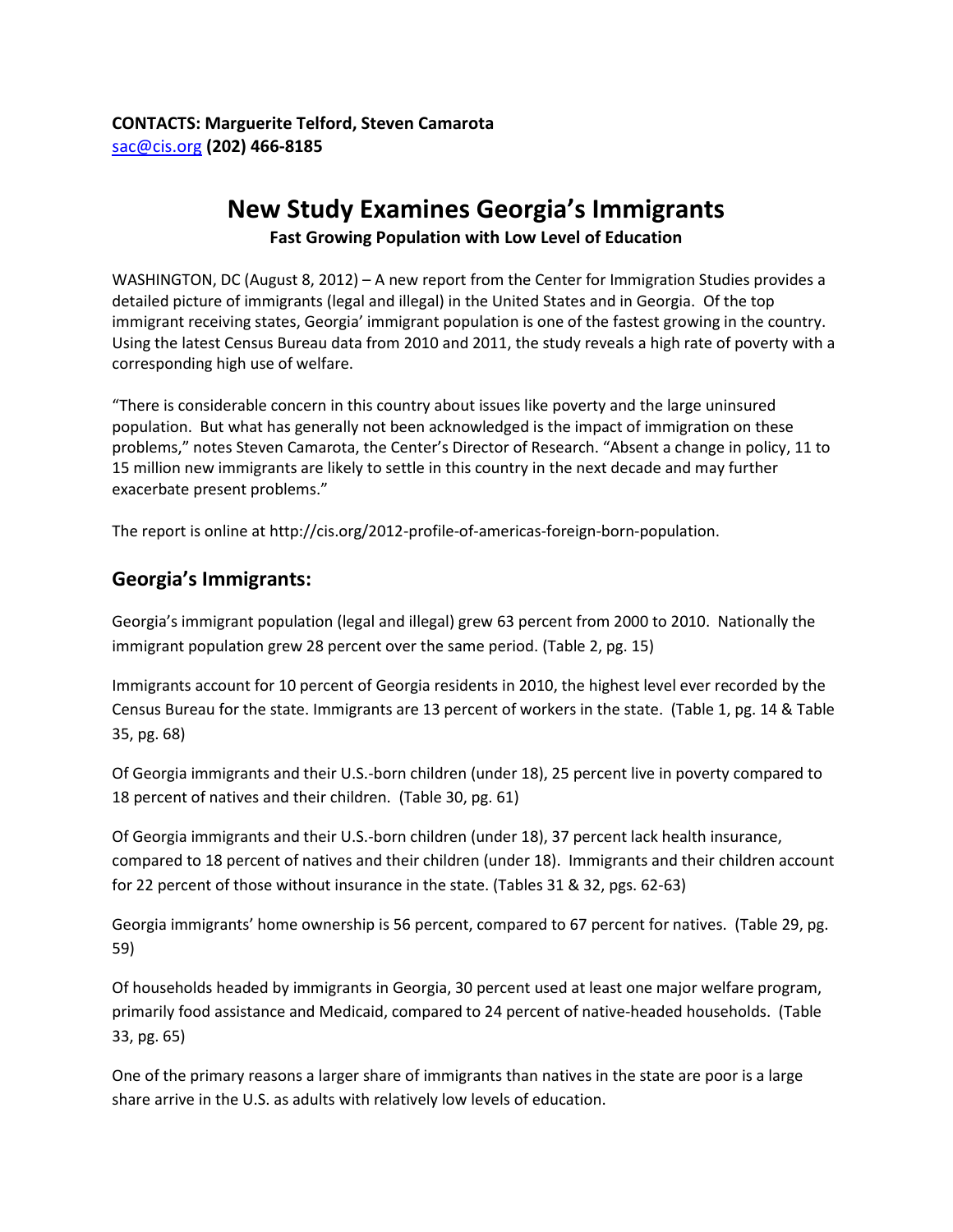**CONTACTS: Marguerite Telford, Steven Camarota**
sac@cis.org **(202) 466-8185**

# New Study Examines Georgia's Immigrants

**Fast Growing Population with Low Level of Education**

WASHINGTON, DC (August 8, 2012) – A new report from the Center for Immigration Studies provides a detailed picture of immigrants (legal and illegal) in the United States and in Georgia. Of the top immigrant receiving states, Georgia' immigrant population is one of the fastest growing in the country. Using the latest Census Bureau data from 2010 and 2011, the study reveals a high rate of poverty with a corresponding high use of welfare.

"There is considerable concern in this country about issues like poverty and the large uninsured population. But what has generally not been acknowledged is the impact of immigration on these problems," notes Steven Camarota, the Center's Director of Research. "Absent a change in policy, 11 to 15 million new immigrants are likely to settle in this country in the next decade and may further exacerbate present problems."

The report is online at http://cis.org/2012-profile-of-americas-foreign-born-population.

## Georgia's Immigrants:

Georgia's immigrant population (legal and illegal) grew 63 percent from 2000 to 2010. Nationally the immigrant population grew 28 percent over the same period. (Table 2, pg. 15)

Immigrants account for 10 percent of Georgia residents in 2010, the highest level ever recorded by the Census Bureau for the state. Immigrants are 13 percent of workers in the state. (Table 1, pg. 14 & Table 35, pg. 68)

Of Georgia immigrants and their U.S.-born children (under 18), 25 percent live in poverty compared to 18 percent of natives and their children. (Table 30, pg. 61)

Of Georgia immigrants and their U.S.-born children (under 18), 37 percent lack health insurance, compared to 18 percent of natives and their children (under 18). Immigrants and their children account for 22 percent of those without insurance in the state. (Tables 31 & 32, pgs. 62-63)

Georgia immigrants' home ownership is 56 percent, compared to 67 percent for natives. (Table 29, pg. 59)

Of households headed by immigrants in Georgia, 30 percent used at least one major welfare program, primarily food assistance and Medicaid, compared to 24 percent of native-headed households. (Table 33, pg. 65)

One of the primary reasons a larger share of immigrants than natives in the state are poor is a large share arrive in the U.S. as adults with relatively low levels of education.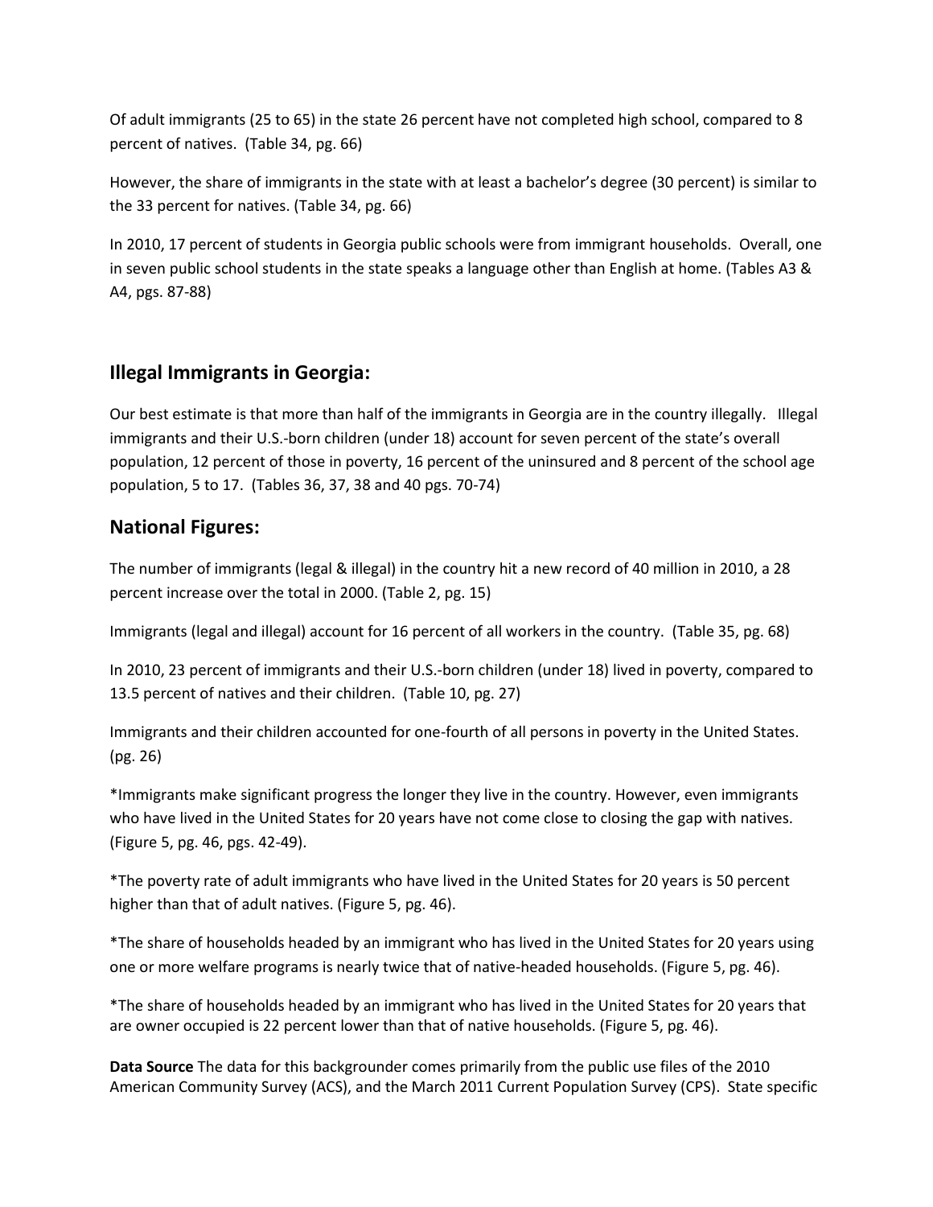Of adult immigrants (25 to 65) in the state 26 percent have not completed high school, compared to 8 percent of natives. (Table 34, pg. 66)

However, the share of immigrants in the state with at least a bachelor's degree (30 percent) is similar to the 33 percent for natives. (Table 34, pg. 66)

In 2010, 17 percent of students in Georgia public schools were from immigrant households. Overall, one in seven public school students in the state speaks a language other than English at home. (Tables A3 & A4, pgs. 87-88)

## Illegal Immigrants in Georgia:

Our best estimate is that more than half of the immigrants in Georgia are in the country illegally. Illegal immigrants and their U.S.-born children (under 18) account for seven percent of the state's overall population, 12 percent of those in poverty, 16 percent of the uninsured and 8 percent of the school age population, 5 to 17. (Tables 36, 37, 38 and 40 pgs. 70-74)

## National Figures:

The number of immigrants (legal & illegal) in the country hit a new record of 40 million in 2010, a 28 percent increase over the total in 2000. (Table 2, pg. 15)

Immigrants (legal and illegal) account for 16 percent of all workers in the country. (Table 35, pg. 68)

In 2010, 23 percent of immigrants and their U.S.-born children (under 18) lived in poverty, compared to 13.5 percent of natives and their children. (Table 10, pg. 27)

Immigrants and their children accounted for one-fourth of all persons in poverty in the United States. (pg. 26)

*Immigrants make significant progress the longer they live in the country. However, even immigrants who have lived in the United States for 20 years have not come close to closing the gap with natives. (Figure 5, pg. 46, pgs. 42-49).

*The poverty rate of adult immigrants who have lived in the United States for 20 years is 50 percent higher than that of adult natives. (Figure 5, pg. 46).

*The share of households headed by an immigrant who has lived in the United States for 20 years using one or more welfare programs is nearly twice that of native-headed households. (Figure 5, pg. 46).

*The share of households headed by an immigrant who has lived in the United States for 20 years that are owner occupied is 22 percent lower than that of native households. (Figure 5, pg. 46).

**Data Source** The data for this backgrounder comes primarily from the public use files of the 2010 American Community Survey (ACS), and the March 2011 Current Population Survey (CPS). State specific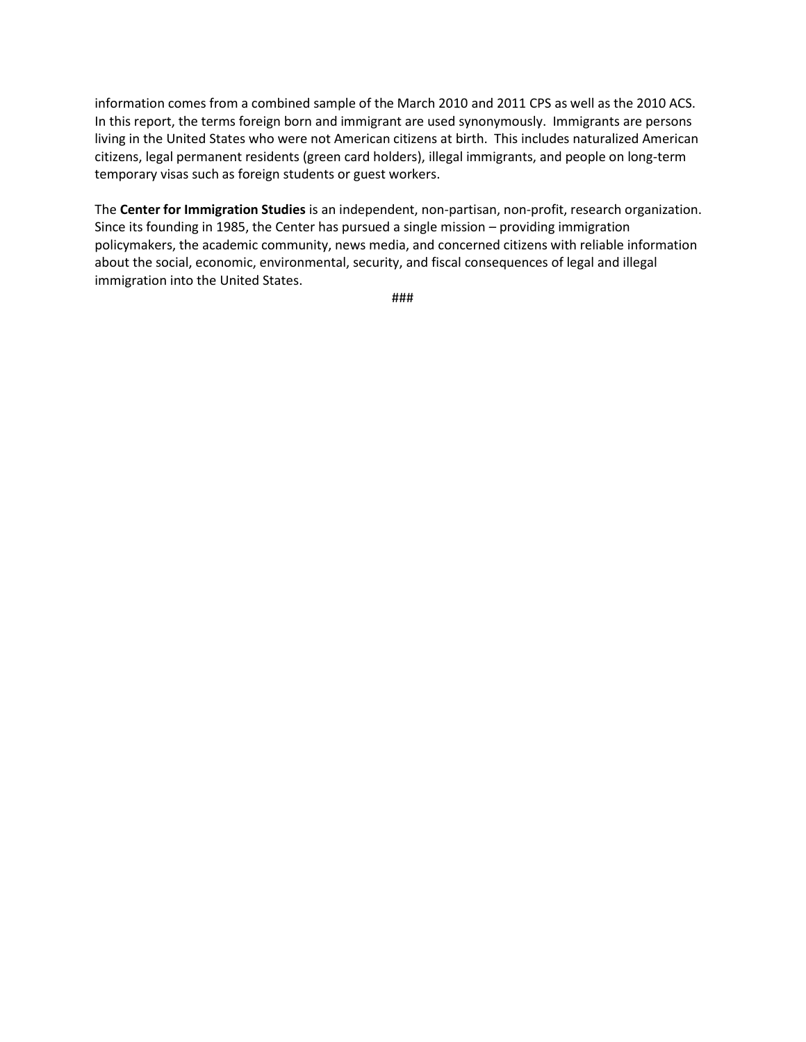information comes from a combined sample of the March 2010 and 2011 CPS as well as the 2010 ACS. In this report, the terms foreign born and immigrant are used synonymously. Immigrants are persons living in the United States who were not American citizens at birth. This includes naturalized American citizens, legal permanent residents (green card holders), illegal immigrants, and people on long-term temporary visas such as foreign students or guest workers.

The **Center for Immigration Studies** is an independent, non-partisan, non-profit, research organization. Since its founding in 1985, the Center has pursued a single mission – providing immigration policymakers, the academic community, news media, and concerned citizens with reliable information about the social, economic, environmental, security, and fiscal consequences of legal and illegal immigration into the United States.

###